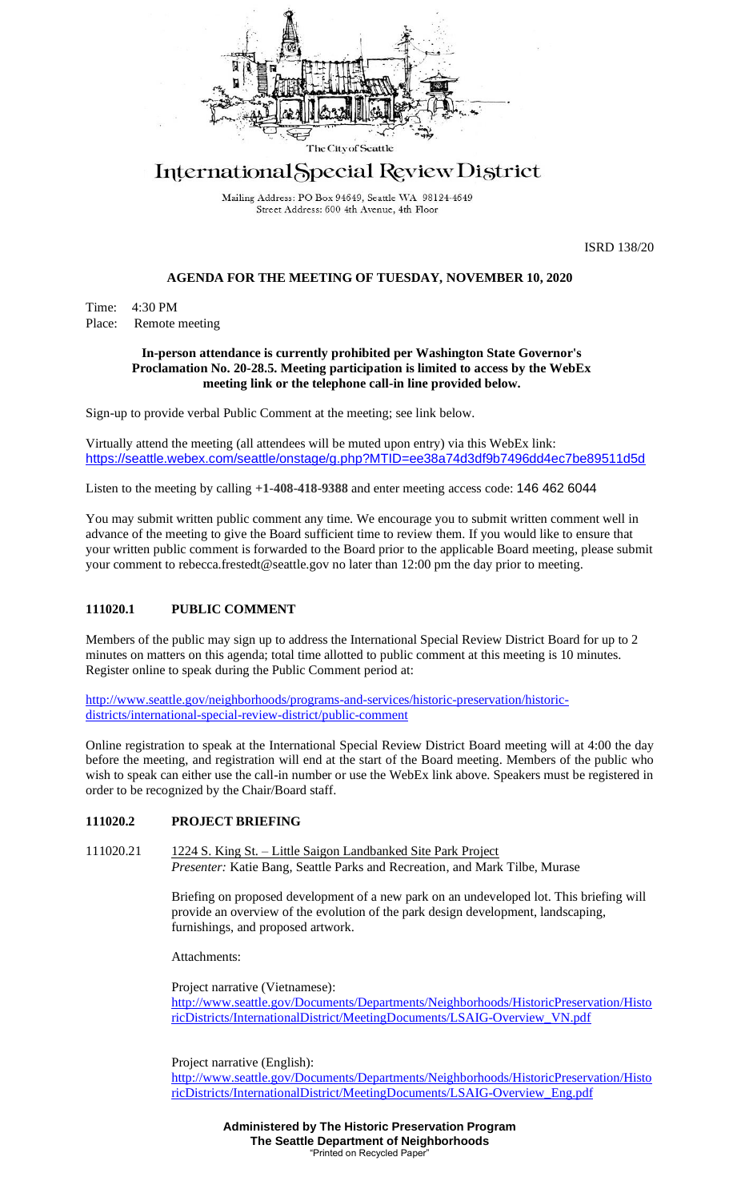The City of Seattle

# International Special Review District

Mailing Address: PO Box 94649, Seattle WA 98124-4649
Street Address: 600 4th Avenue, 4th Floor

ISRD 138/20

## AGENDA FOR THE MEETING OF TUESDAY, NOVEMBER 10, 2020

Time: 4:30 PM
Place: Remote meeting

**In-person attendance is currently prohibited per Washington State Governor's Proclamation No. 20-28.5. Meeting participation is limited to access by the WebEx meeting link or the telephone call-in line provided below.**

Sign-up to provide verbal Public Comment at the meeting; see link below.

Virtually attend the meeting (all attendees will be muted upon entry) via this WebEx link:
https://seattle.webex.com/seattle/onstage/g.php?MTID=ee38a74d3df9b7496dd4ec7be89511d5d

Listen to the meeting by calling **+1-408-418-9388** and enter meeting access code: 146 462 6044

You may submit written public comment any time. We encourage you to submit written comment well in advance of the meeting to give the Board sufficient time to review them. If you would like to ensure that your written public comment is forwarded to the Board prior to the applicable Board meeting, please submit your comment to rebecca.frestedt@seattle.gov no later than 12:00 pm the day prior to meeting.

### 111020.1 PUBLIC COMMENT

Members of the public may sign up to address the International Special Review District Board for up to 2 minutes on matters on this agenda; total time allotted to public comment at this meeting is 10 minutes. Register online to speak during the Public Comment period at:

http://www.seattle.gov/neighborhoods/programs-and-services/historic-preservation/historic-districts/international-special-review-district/public-comment

Online registration to speak at the International Special Review District Board meeting will at 4:00 the day before the meeting, and registration will end at the start of the Board meeting. Members of the public who wish to speak can either use the call-in number or use the WebEx link above. Speakers must be registered in order to be recognized by the Chair/Board staff.

### 111020.2 PROJECT BRIEFING

111020.21 1224 S. King St. – Little Saigon Landbanked Site Park Project
*Presenter:* Katie Bang, Seattle Parks and Recreation, and Mark Tilbe, Murase

Briefing on proposed development of a new park on an undeveloped lot. This briefing will provide an overview of the evolution of the park design development, landscaping, furnishings, and proposed artwork.

Attachments:

Project narrative (Vietnamese):
http://www.seattle.gov/Documents/Departments/Neighborhoods/HistoricPreservation/HistoricDistricts/InternationalDistrict/MeetingDocuments/LSAIG-Overview_VN.pdf

Project narrative (English):
http://www.seattle.gov/Documents/Departments/Neighborhoods/HistoricPreservation/HistoricDistricts/InternationalDistrict/MeetingDocuments/LSAIG-Overview_Eng.pdf

**Administered by The Historic Preservation Program**
**The Seattle Department of Neighborhoods**
"Printed on Recycled Paper"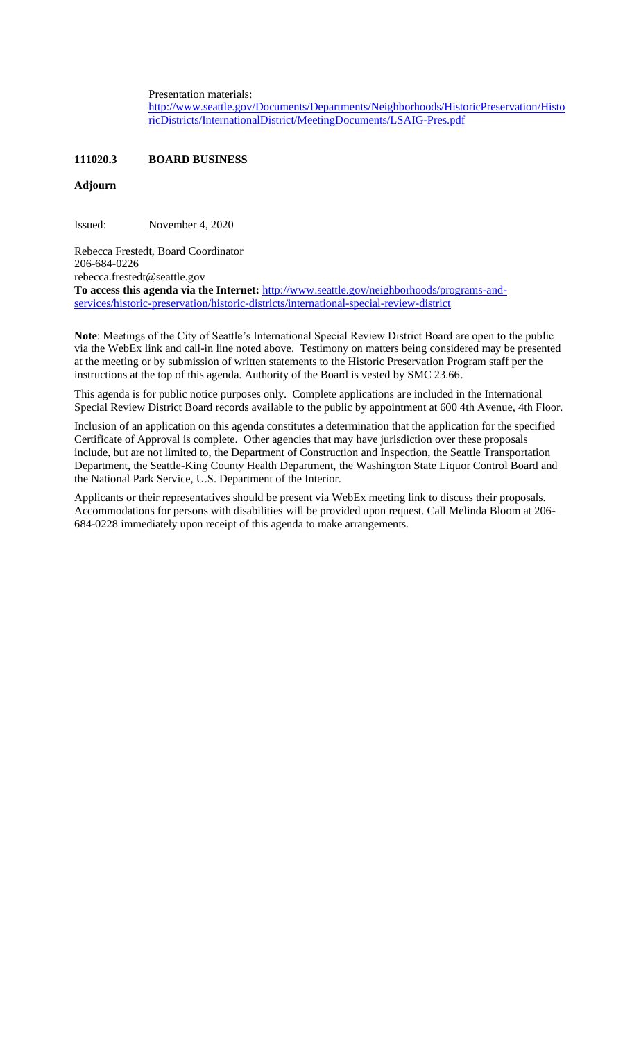Presentation materials:
[http://www.seattle.gov/Documents/Departments/Neighborhoods/HistoricPreservation/HistoricDistricts/InternationalDistrict/MeetingDocuments/LSAIG-Pres.pdf](http://www.seattle.gov/Documents/Departments/Neighborhoods/HistoricPreservation/HistoricDistricts/InternationalDistrict/MeetingDocuments/LSAIG-Pres.pdf)

**111020.3 BOARD BUSINESS**

**Adjourn**

Issued: November 4, 2020

Rebecca Frestedt, Board Coordinator
206-684-0226
rebecca.frestedt@seattle.gov
**To access this agenda via the Internet:** [http://www.seattle.gov/neighborhoods/programs-and-services/historic-preservation/historic-districts/international-special-review-district](http://www.seattle.gov/neighborhoods/programs-and-services/historic-preservation/historic-districts/international-special-review-district)

**Note**: Meetings of the City of Seattle's International Special Review District Board are open to the public via the WebEx link and call-in line noted above. Testimony on matters being considered may be presented at the meeting or by submission of written statements to the Historic Preservation Program staff per the instructions at the top of this agenda. Authority of the Board is vested by SMC 23.66.

This agenda is for public notice purposes only. Complete applications are included in the International Special Review District Board records available to the public by appointment at 600 4th Avenue, 4th Floor.

Inclusion of an application on this agenda constitutes a determination that the application for the specified Certificate of Approval is complete. Other agencies that may have jurisdiction over these proposals include, but are not limited to, the Department of Construction and Inspection, the Seattle Transportation Department, the Seattle-King County Health Department, the Washington State Liquor Control Board and the National Park Service, U.S. Department of the Interior.

Applicants or their representatives should be present via WebEx meeting link to discuss their proposals. Accommodations for persons with disabilities will be provided upon request. Call Melinda Bloom at 206-684-0228 immediately upon receipt of this agenda to make arrangements.